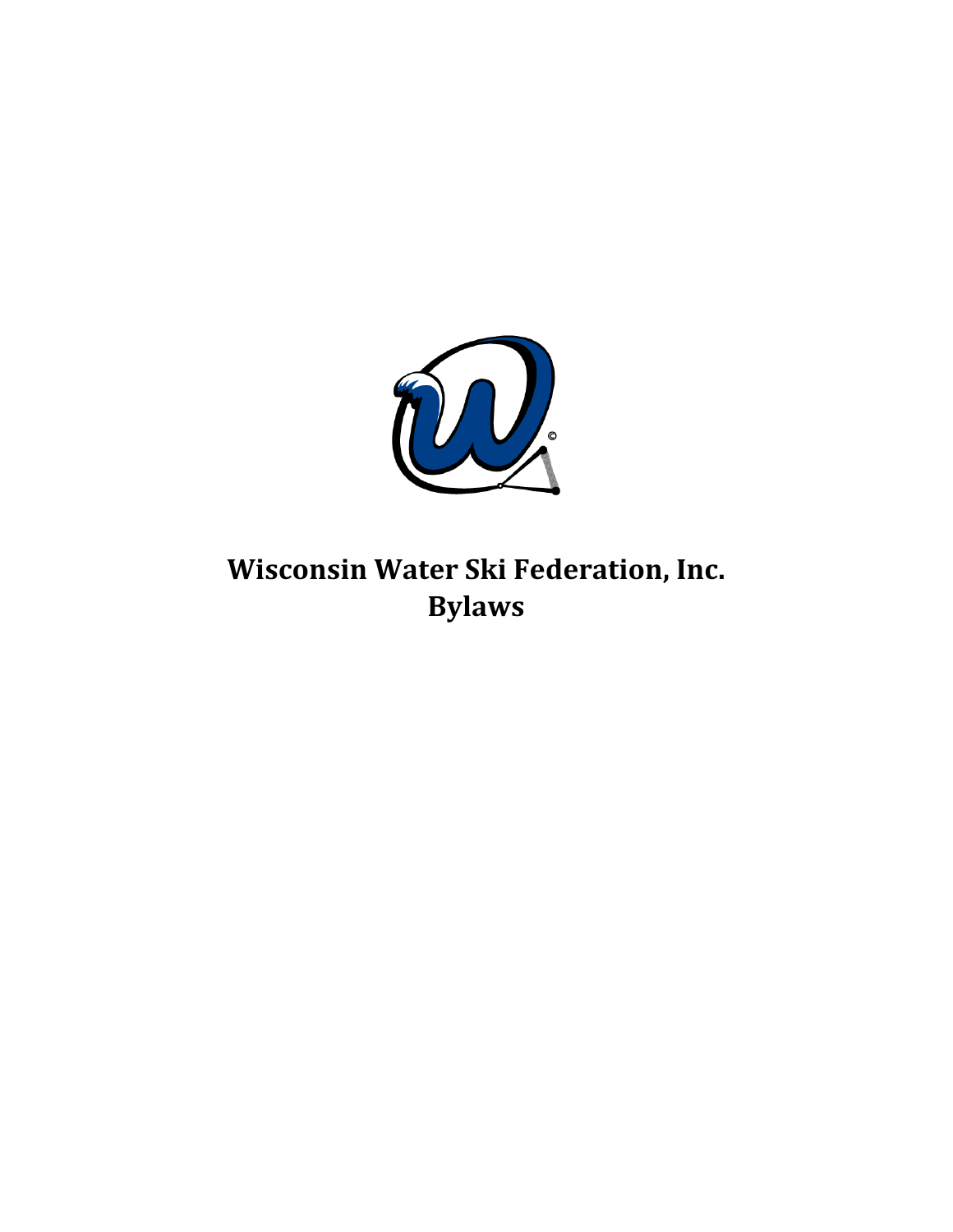# Wisconsin Water Ski Federation, Inc.
# Bylaws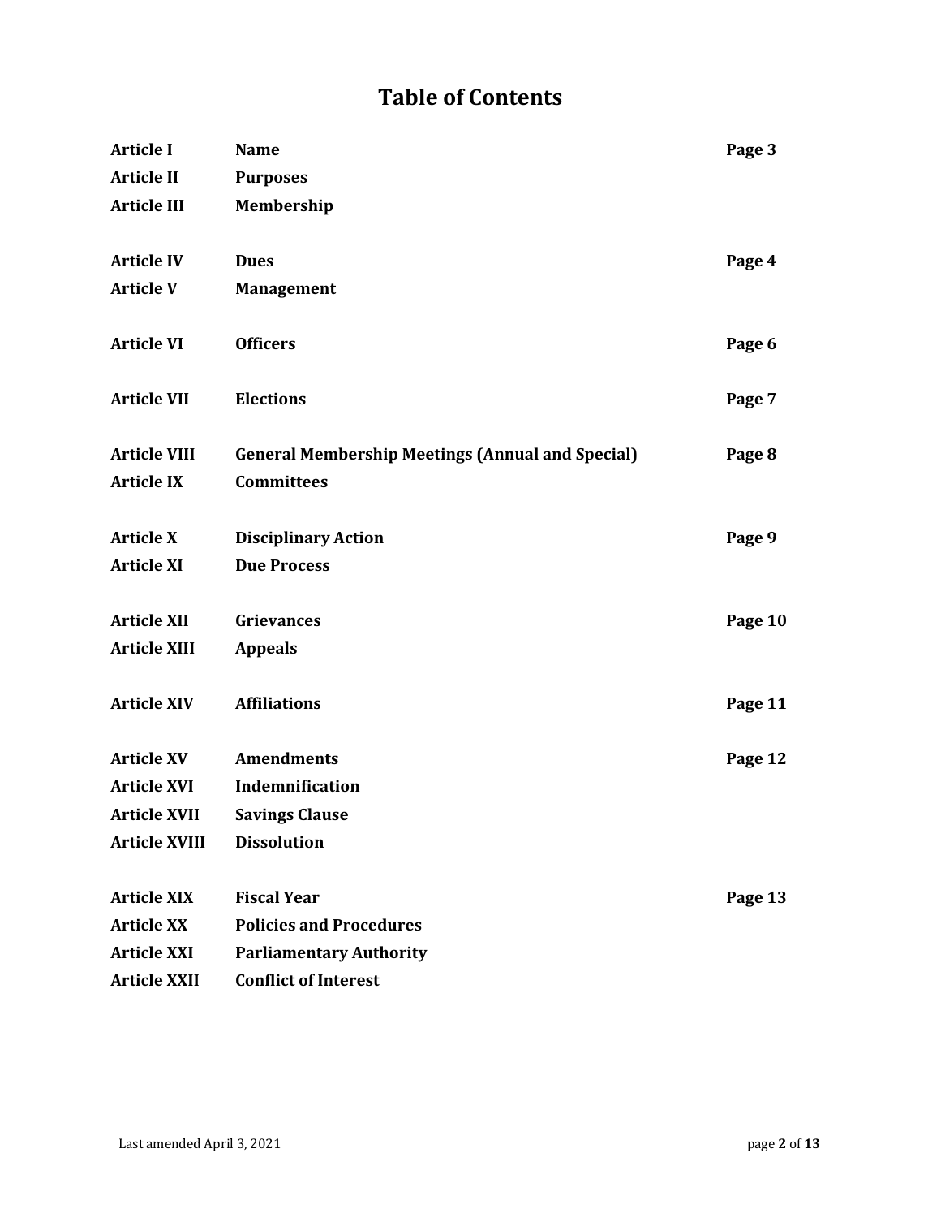# Table of Contents

| | | |
|---|---|---|
| **Article I** | **Name** | **Page 3** |
| **Article II** | **Purposes** | |
| **Article III** | **Membership** | |
| **Article IV** | **Dues** | **Page 4** |
| **Article V** | **Management** | |
| **Article VI** | **Officers** | **Page 6** |
| **Article VII** | **Elections** | **Page 7** |
| **Article VIII** | **General Membership Meetings (Annual and Special)** | **Page 8** |
| **Article IX** | **Committees** | |
| **Article X** | **Disciplinary Action** | **Page 9** |
| **Article XI** | **Due Process** | |
| **Article XII** | **Grievances** | **Page 10** |
| **Article XIII** | **Appeals** | |
| **Article XIV** | **Affiliations** | **Page 11** |
| **Article XV** | **Amendments** | **Page 12** |
| **Article XVI** | **Indemnification** | |
| **Article XVII** | **Savings Clause** | |
| **Article XVIII** | **Dissolution** | |
| **Article XIX** | **Fiscal Year** | **Page 13** |
| **Article XX** | **Policies and Procedures** | |
| **Article XXI** | **Parliamentary Authority** | |
| **Article XXII** | **Conflict of Interest** | |

Last amended April 3, 2021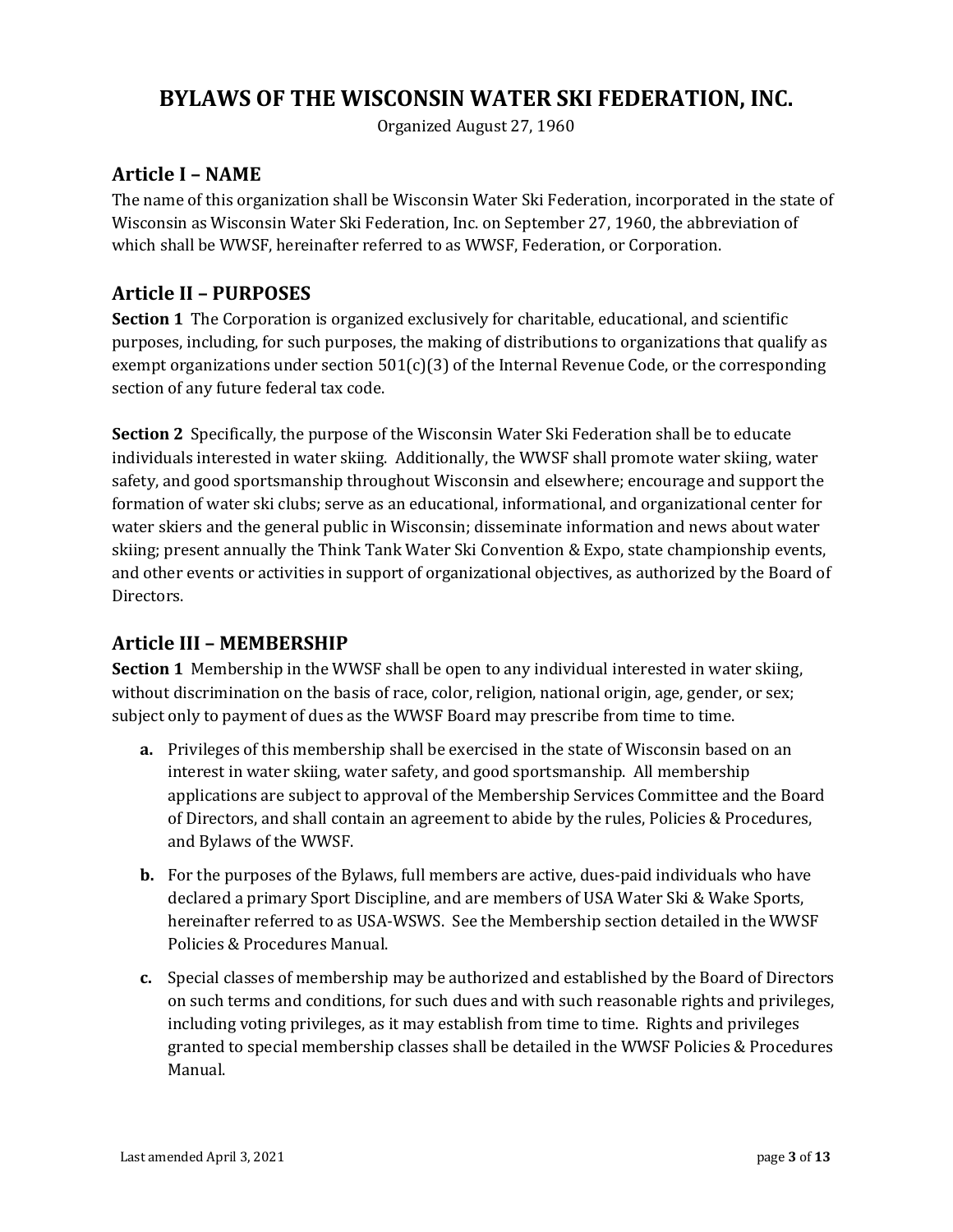# BYLAWS OF THE WISCONSIN WATER SKI FEDERATION, INC.

Organized August 27, 1960

## Article I – NAME

The name of this organization shall be Wisconsin Water Ski Federation, incorporated in the state of Wisconsin as Wisconsin Water Ski Federation, Inc. on September 27, 1960, the abbreviation of which shall be WWSF, hereinafter referred to as WWSF, Federation, or Corporation.

## Article II – PURPOSES

**Section 1** The Corporation is organized exclusively for charitable, educational, and scientific purposes, including, for such purposes, the making of distributions to organizations that qualify as exempt organizations under section 501(c)(3) of the Internal Revenue Code, or the corresponding section of any future federal tax code.

**Section 2** Specifically, the purpose of the Wisconsin Water Ski Federation shall be to educate individuals interested in water skiing. Additionally, the WWSF shall promote water skiing, water safety, and good sportsmanship throughout Wisconsin and elsewhere; encourage and support the formation of water ski clubs; serve as an educational, informational, and organizational center for water skiers and the general public in Wisconsin; disseminate information and news about water skiing; present annually the Think Tank Water Ski Convention & Expo, state championship events, and other events or activities in support of organizational objectives, as authorized by the Board of Directors.

## Article III – MEMBERSHIP

**Section 1** Membership in the WWSF shall be open to any individual interested in water skiing, without discrimination on the basis of race, color, religion, national origin, age, gender, or sex; subject only to payment of dues as the WWSF Board may prescribe from time to time.

- **a.** Privileges of this membership shall be exercised in the state of Wisconsin based on an interest in water skiing, water safety, and good sportsmanship. All membership applications are subject to approval of the Membership Services Committee and the Board of Directors, and shall contain an agreement to abide by the rules, Policies & Procedures, and Bylaws of the WWSF.
- **b.** For the purposes of the Bylaws, full members are active, dues-paid individuals who have declared a primary Sport Discipline, and are members of USA Water Ski & Wake Sports, hereinafter referred to as USA-WSWS. See the Membership section detailed in the WWSF Policies & Procedures Manual.
- **c.** Special classes of membership may be authorized and established by the Board of Directors on such terms and conditions, for such dues and with such reasonable rights and privileges, including voting privileges, as it may establish from time to time. Rights and privileges granted to special membership classes shall be detailed in the WWSF Policies & Procedures Manual.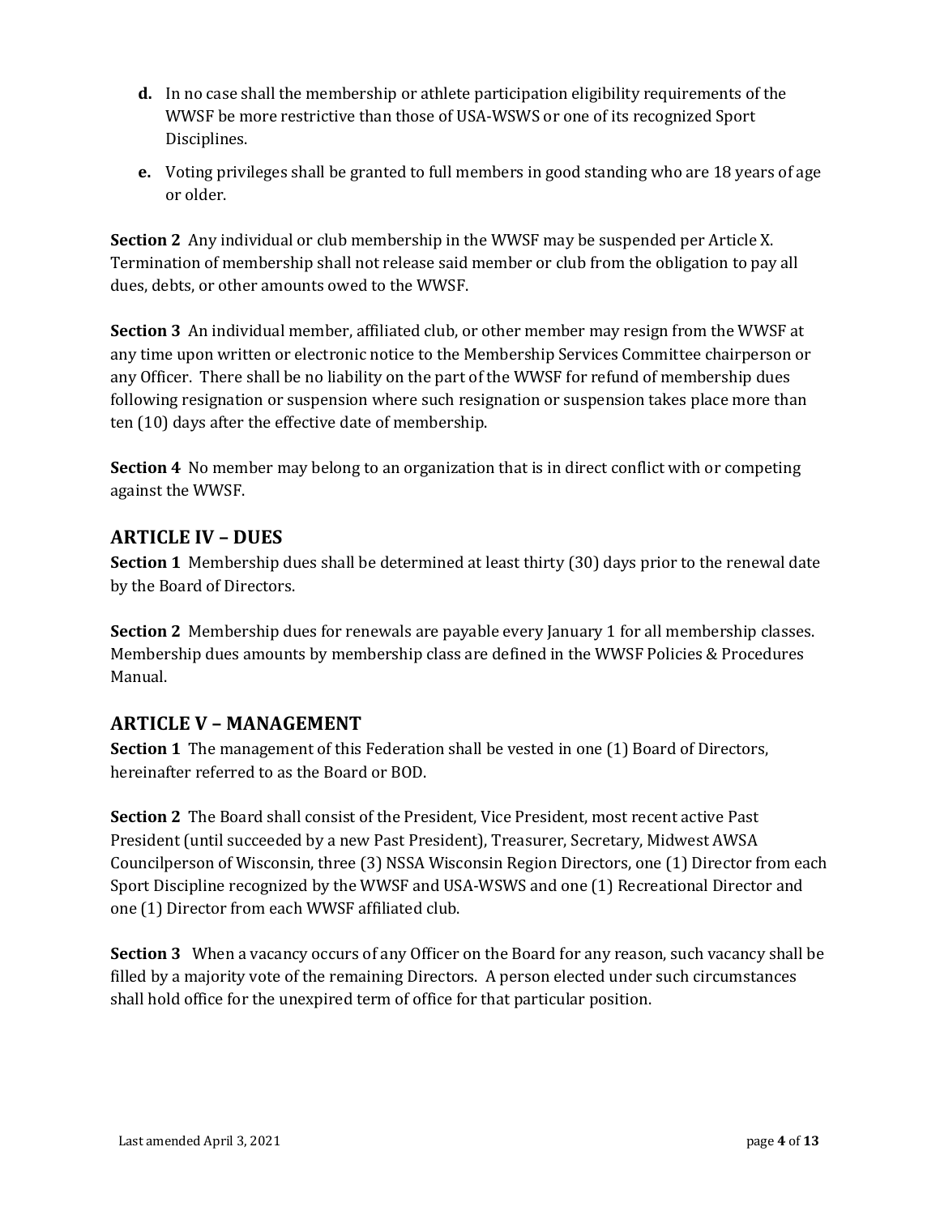**d.** In no case shall the membership or athlete participation eligibility requirements of the WWSF be more restrictive than those of USA-WSWS or one of its recognized Sport Disciplines.

**e.** Voting privileges shall be granted to full members in good standing who are 18 years of age or older.

**Section 2** Any individual or club membership in the WWSF may be suspended per Article X. Termination of membership shall not release said member or club from the obligation to pay all dues, debts, or other amounts owed to the WWSF.

**Section 3** An individual member, affiliated club, or other member may resign from the WWSF at any time upon written or electronic notice to the Membership Services Committee chairperson or any Officer. There shall be no liability on the part of the WWSF for refund of membership dues following resignation or suspension where such resignation or suspension takes place more than ten (10) days after the effective date of membership.

**Section 4** No member may belong to an organization that is in direct conflict with or competing against the WWSF.

## ARTICLE IV – DUES

**Section 1** Membership dues shall be determined at least thirty (30) days prior to the renewal date by the Board of Directors.

**Section 2** Membership dues for renewals are payable every January 1 for all membership classes. Membership dues amounts by membership class are defined in the WWSF Policies & Procedures Manual.

## ARTICLE V – MANAGEMENT

**Section 1** The management of this Federation shall be vested in one (1) Board of Directors, hereinafter referred to as the Board or BOD.

**Section 2** The Board shall consist of the President, Vice President, most recent active Past President (until succeeded by a new Past President), Treasurer, Secretary, Midwest AWSA Councilperson of Wisconsin, three (3) NSSA Wisconsin Region Directors, one (1) Director from each Sport Discipline recognized by the WWSF and USA-WSWS and one (1) Recreational Director and one (1) Director from each WWSF affiliated club.

**Section 3** When a vacancy occurs of any Officer on the Board for any reason, such vacancy shall be filled by a majority vote of the remaining Directors. A person elected under such circumstances shall hold office for the unexpired term of office for that particular position.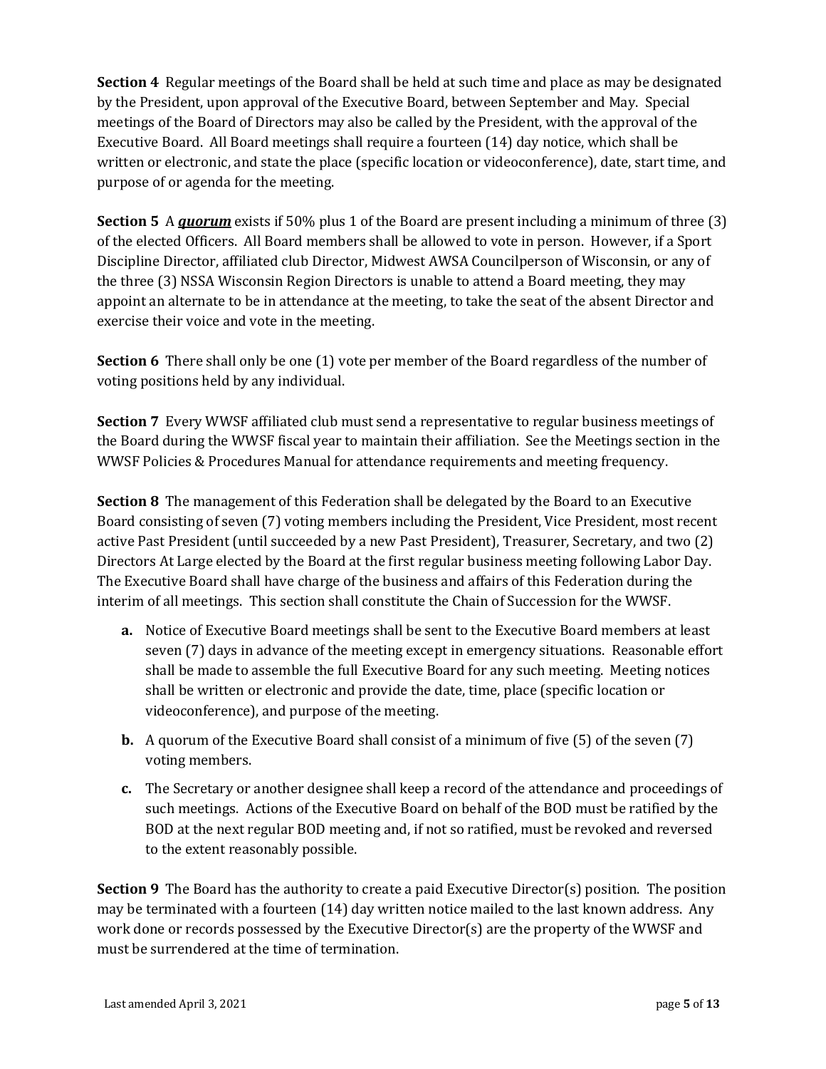**Section 4** Regular meetings of the Board shall be held at such time and place as may be designated by the President, upon approval of the Executive Board, between September and May. Special meetings of the Board of Directors may also be called by the President, with the approval of the Executive Board. All Board meetings shall require a fourteen (14) day notice, which shall be written or electronic, and state the place (specific location or videoconference), date, start time, and purpose of or agenda for the meeting.

**Section 5** A ***quorum*** exists if 50% plus 1 of the Board are present including a minimum of three (3) of the elected Officers. All Board members shall be allowed to vote in person. However, if a Sport Discipline Director, affiliated club Director, Midwest AWSA Councilperson of Wisconsin, or any of the three (3) NSSA Wisconsin Region Directors is unable to attend a Board meeting, they may appoint an alternate to be in attendance at the meeting, to take the seat of the absent Director and exercise their voice and vote in the meeting.

**Section 6** There shall only be one (1) vote per member of the Board regardless of the number of voting positions held by any individual.

**Section 7** Every WWSF affiliated club must send a representative to regular business meetings of the Board during the WWSF fiscal year to maintain their affiliation. See the Meetings section in the WWSF Policies & Procedures Manual for attendance requirements and meeting frequency.

**Section 8** The management of this Federation shall be delegated by the Board to an Executive Board consisting of seven (7) voting members including the President, Vice President, most recent active Past President (until succeeded by a new Past President), Treasurer, Secretary, and two (2) Directors At Large elected by the Board at the first regular business meeting following Labor Day. The Executive Board shall have charge of the business and affairs of this Federation during the interim of all meetings. This section shall constitute the Chain of Succession for the WWSF.

- **a.** Notice of Executive Board meetings shall be sent to the Executive Board members at least seven (7) days in advance of the meeting except in emergency situations. Reasonable effort shall be made to assemble the full Executive Board for any such meeting. Meeting notices shall be written or electronic and provide the date, time, place (specific location or videoconference), and purpose of the meeting.
- **b.** A quorum of the Executive Board shall consist of a minimum of five (5) of the seven (7) voting members.
- **c.** The Secretary or another designee shall keep a record of the attendance and proceedings of such meetings. Actions of the Executive Board on behalf of the BOD must be ratified by the BOD at the next regular BOD meeting and, if not so ratified, must be revoked and reversed to the extent reasonably possible.

**Section 9** The Board has the authority to create a paid Executive Director(s) position. The position may be terminated with a fourteen (14) day written notice mailed to the last known address. Any work done or records possessed by the Executive Director(s) are the property of the WWSF and must be surrendered at the time of termination.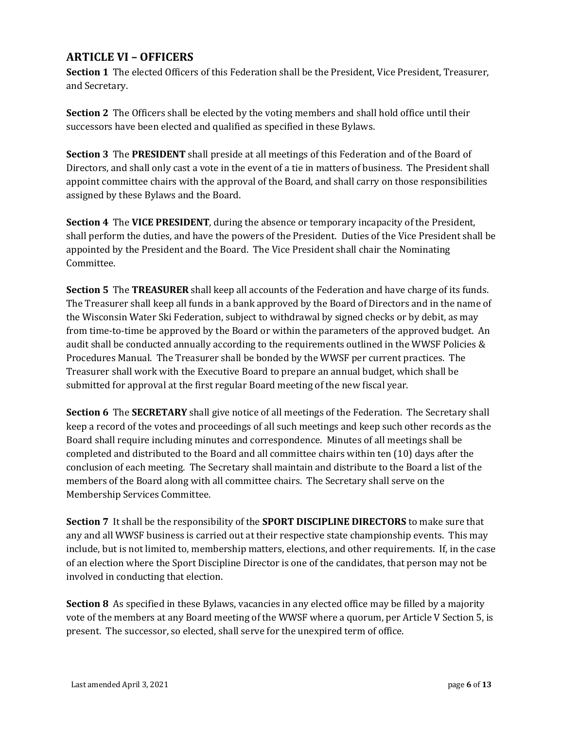## ARTICLE VI – OFFICERS

**Section 1** The elected Officers of this Federation shall be the President, Vice President, Treasurer, and Secretary.

**Section 2** The Officers shall be elected by the voting members and shall hold office until their successors have been elected and qualified as specified in these Bylaws.

**Section 3** The **PRESIDENT** shall preside at all meetings of this Federation and of the Board of Directors, and shall only cast a vote in the event of a tie in matters of business. The President shall appoint committee chairs with the approval of the Board, and shall carry on those responsibilities assigned by these Bylaws and the Board.

**Section 4** The **VICE PRESIDENT**, during the absence or temporary incapacity of the President, shall perform the duties, and have the powers of the President. Duties of the Vice President shall be appointed by the President and the Board. The Vice President shall chair the Nominating Committee.

**Section 5** The **TREASURER** shall keep all accounts of the Federation and have charge of its funds. The Treasurer shall keep all funds in a bank approved by the Board of Directors and in the name of the Wisconsin Water Ski Federation, subject to withdrawal by signed checks or by debit, as may from time-to-time be approved by the Board or within the parameters of the approved budget. An audit shall be conducted annually according to the requirements outlined in the WWSF Policies & Procedures Manual. The Treasurer shall be bonded by the WWSF per current practices. The Treasurer shall work with the Executive Board to prepare an annual budget, which shall be submitted for approval at the first regular Board meeting of the new fiscal year.

**Section 6** The **SECRETARY** shall give notice of all meetings of the Federation. The Secretary shall keep a record of the votes and proceedings of all such meetings and keep such other records as the Board shall require including minutes and correspondence. Minutes of all meetings shall be completed and distributed to the Board and all committee chairs within ten (10) days after the conclusion of each meeting. The Secretary shall maintain and distribute to the Board a list of the members of the Board along with all committee chairs. The Secretary shall serve on the Membership Services Committee.

**Section 7** It shall be the responsibility of the **SPORT DISCIPLINE DIRECTORS** to make sure that any and all WWSF business is carried out at their respective state championship events. This may include, but is not limited to, membership matters, elections, and other requirements. If, in the case of an election where the Sport Discipline Director is one of the candidates, that person may not be involved in conducting that election.

**Section 8** As specified in these Bylaws, vacancies in any elected office may be filled by a majority vote of the members at any Board meeting of the WWSF where a quorum, per Article V Section 5, is present. The successor, so elected, shall serve for the unexpired term of office.

Last amended April 3, 2021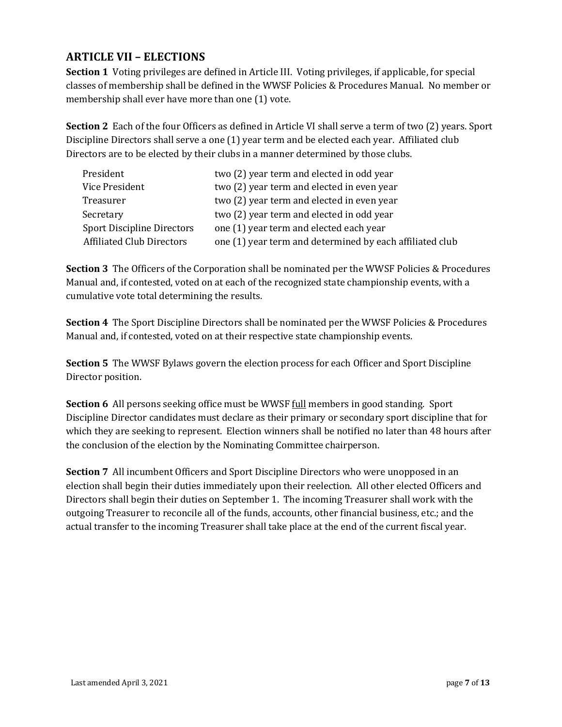## ARTICLE VII – ELECTIONS

**Section 1** Voting privileges are defined in Article III. Voting privileges, if applicable, for special classes of membership shall be defined in the WWSF Policies & Procedures Manual. No member or membership shall ever have more than one (1) vote.

**Section 2** Each of the four Officers as defined in Article VI shall serve a term of two (2) years. Sport Discipline Directors shall serve a one (1) year term and be elected each year. Affiliated club Directors are to be elected by their clubs in a manner determined by those clubs.

| | |
|---|---|
| President | two (2) year term and elected in odd year |
| Vice President | two (2) year term and elected in even year |
| Treasurer | two (2) year term and elected in even year |
| Secretary | two (2) year term and elected in odd year |
| Sport Discipline Directors | one (1) year term and elected each year |
| Affiliated Club Directors | one (1) year term and determined by each affiliated club |

**Section 3** The Officers of the Corporation shall be nominated per the WWSF Policies & Procedures Manual and, if contested, voted on at each of the recognized state championship events, with a cumulative vote total determining the results.

**Section 4** The Sport Discipline Directors shall be nominated per the WWSF Policies & Procedures Manual and, if contested, voted on at their respective state championship events.

**Section 5** The WWSF Bylaws govern the election process for each Officer and Sport Discipline Director position.

**Section 6** All persons seeking office must be WWSF <u>full</u> members in good standing. Sport Discipline Director candidates must declare as their primary or secondary sport discipline that for which they are seeking to represent. Election winners shall be notified no later than 48 hours after the conclusion of the election by the Nominating Committee chairperson.

**Section 7** All incumbent Officers and Sport Discipline Directors who were unopposed in an election shall begin their duties immediately upon their reelection. All other elected Officers and Directors shall begin their duties on September 1. The incoming Treasurer shall work with the outgoing Treasurer to reconcile all of the funds, accounts, other financial business, etc.; and the actual transfer to the incoming Treasurer shall take place at the end of the current fiscal year.

Last amended April 3, 2021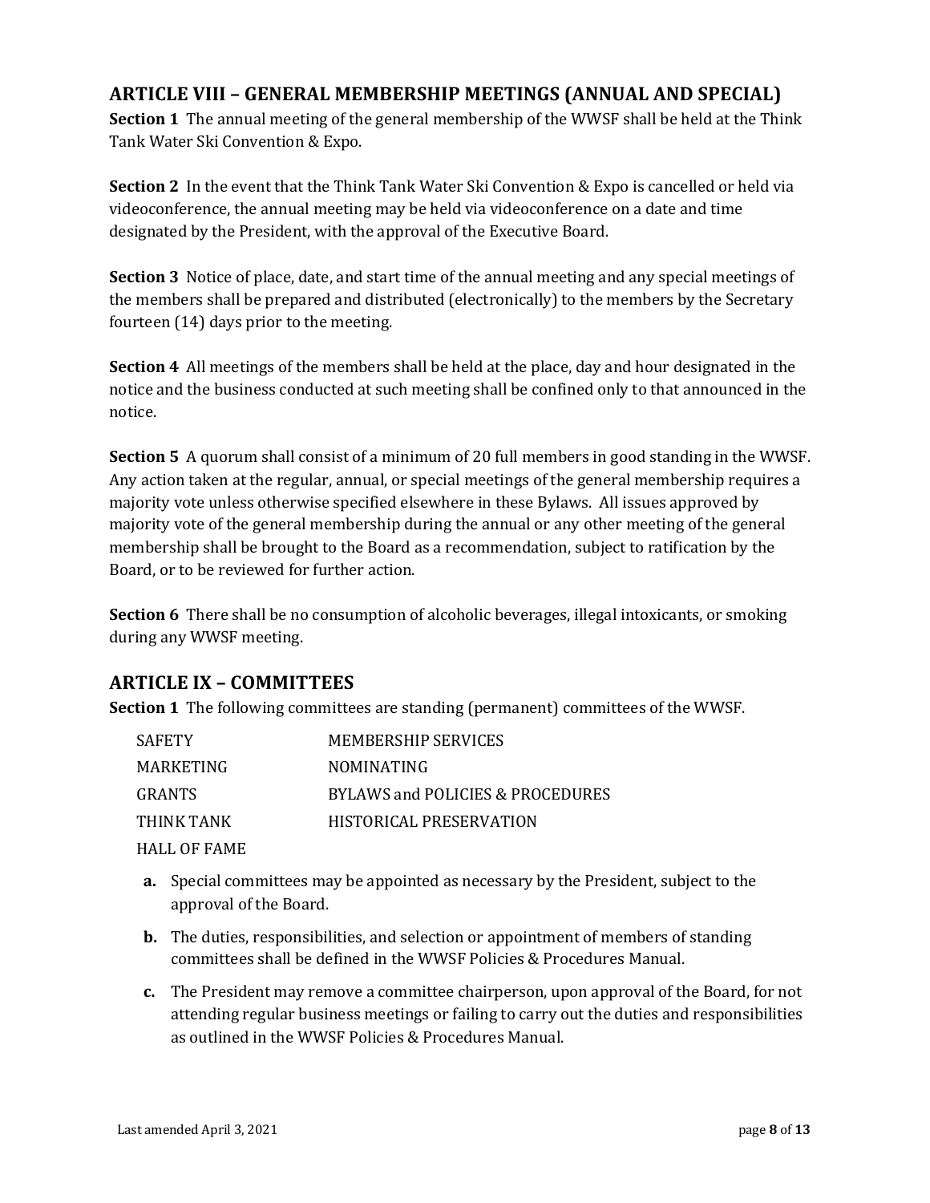## ARTICLE VIII – GENERAL MEMBERSHIP MEETINGS (ANNUAL AND SPECIAL)

**Section 1** The annual meeting of the general membership of the WWSF shall be held at the Think Tank Water Ski Convention & Expo.

**Section 2** In the event that the Think Tank Water Ski Convention & Expo is cancelled or held via videoconference, the annual meeting may be held via videoconference on a date and time designated by the President, with the approval of the Executive Board.

**Section 3** Notice of place, date, and start time of the annual meeting and any special meetings of the members shall be prepared and distributed (electronically) to the members by the Secretary fourteen (14) days prior to the meeting.

**Section 4** All meetings of the members shall be held at the place, day and hour designated in the notice and the business conducted at such meeting shall be confined only to that announced in the notice.

**Section 5** A quorum shall consist of a minimum of 20 full members in good standing in the WWSF. Any action taken at the regular, annual, or special meetings of the general membership requires a majority vote unless otherwise specified elsewhere in these Bylaws. All issues approved by majority vote of the general membership during the annual or any other meeting of the general membership shall be brought to the Board as a recommendation, subject to ratification by the Board, or to be reviewed for further action.

**Section 6** There shall be no consumption of alcoholic beverages, illegal intoxicants, or smoking during any WWSF meeting.

## ARTICLE IX – COMMITTEES

**Section 1** The following committees are standing (permanent) committees of the WWSF.

| | |
|---|---|
| SAFETY | MEMBERSHIP SERVICES |
| MARKETING | NOMINATING |
| GRANTS | BYLAWS and POLICIES & PROCEDURES |
| THINK TANK | HISTORICAL PRESERVATION |
| HALL OF FAME | |

- **a.** Special committees may be appointed as necessary by the President, subject to the approval of the Board.
- **b.** The duties, responsibilities, and selection or appointment of members of standing committees shall be defined in the WWSF Policies & Procedures Manual.
- **c.** The President may remove a committee chairperson, upon approval of the Board, for not attending regular business meetings or failing to carry out the duties and responsibilities as outlined in the WWSF Policies & Procedures Manual.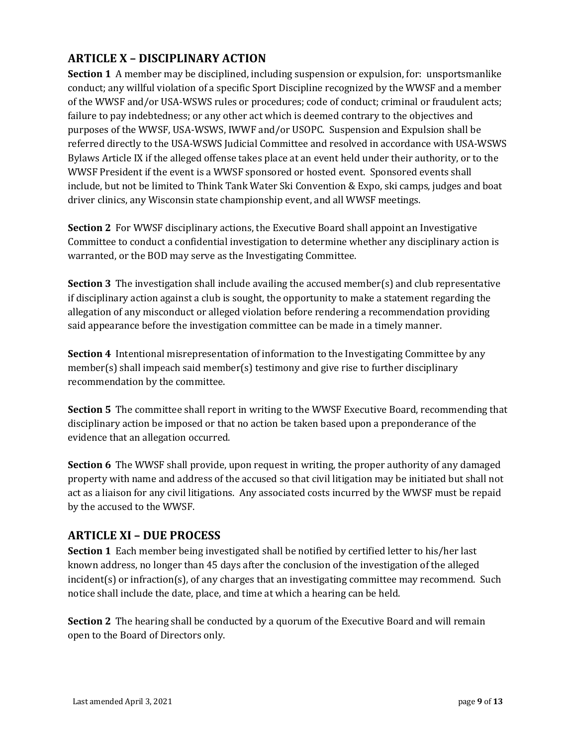## ARTICLE X – DISCIPLINARY ACTION

**Section 1** A member may be disciplined, including suspension or expulsion, for: unsportsmanlike conduct; any willful violation of a specific Sport Discipline recognized by the WWSF and a member of the WWSF and/or USA-WSWS rules or procedures; code of conduct; criminal or fraudulent acts; failure to pay indebtedness; or any other act which is deemed contrary to the objectives and purposes of the WWSF, USA-WSWS, IWWF and/or USOPC. Suspension and Expulsion shall be referred directly to the USA-WSWS Judicial Committee and resolved in accordance with USA-WSWS Bylaws Article IX if the alleged offense takes place at an event held under their authority, or to the WWSF President if the event is a WWSF sponsored or hosted event. Sponsored events shall include, but not be limited to Think Tank Water Ski Convention & Expo, ski camps, judges and boat driver clinics, any Wisconsin state championship event, and all WWSF meetings.

**Section 2** For WWSF disciplinary actions, the Executive Board shall appoint an Investigative Committee to conduct a confidential investigation to determine whether any disciplinary action is warranted, or the BOD may serve as the Investigating Committee.

**Section 3** The investigation shall include availing the accused member(s) and club representative if disciplinary action against a club is sought, the opportunity to make a statement regarding the allegation of any misconduct or alleged violation before rendering a recommendation providing said appearance before the investigation committee can be made in a timely manner.

**Section 4** Intentional misrepresentation of information to the Investigating Committee by any member(s) shall impeach said member(s) testimony and give rise to further disciplinary recommendation by the committee.

**Section 5** The committee shall report in writing to the WWSF Executive Board, recommending that disciplinary action be imposed or that no action be taken based upon a preponderance of the evidence that an allegation occurred.

**Section 6** The WWSF shall provide, upon request in writing, the proper authority of any damaged property with name and address of the accused so that civil litigation may be initiated but shall not act as a liaison for any civil litigations. Any associated costs incurred by the WWSF must be repaid by the accused to the WWSF.

## ARTICLE XI – DUE PROCESS

**Section 1** Each member being investigated shall be notified by certified letter to his/her last known address, no longer than 45 days after the conclusion of the investigation of the alleged incident(s) or infraction(s), of any charges that an investigating committee may recommend. Such notice shall include the date, place, and time at which a hearing can be held.

**Section 2** The hearing shall be conducted by a quorum of the Executive Board and will remain open to the Board of Directors only.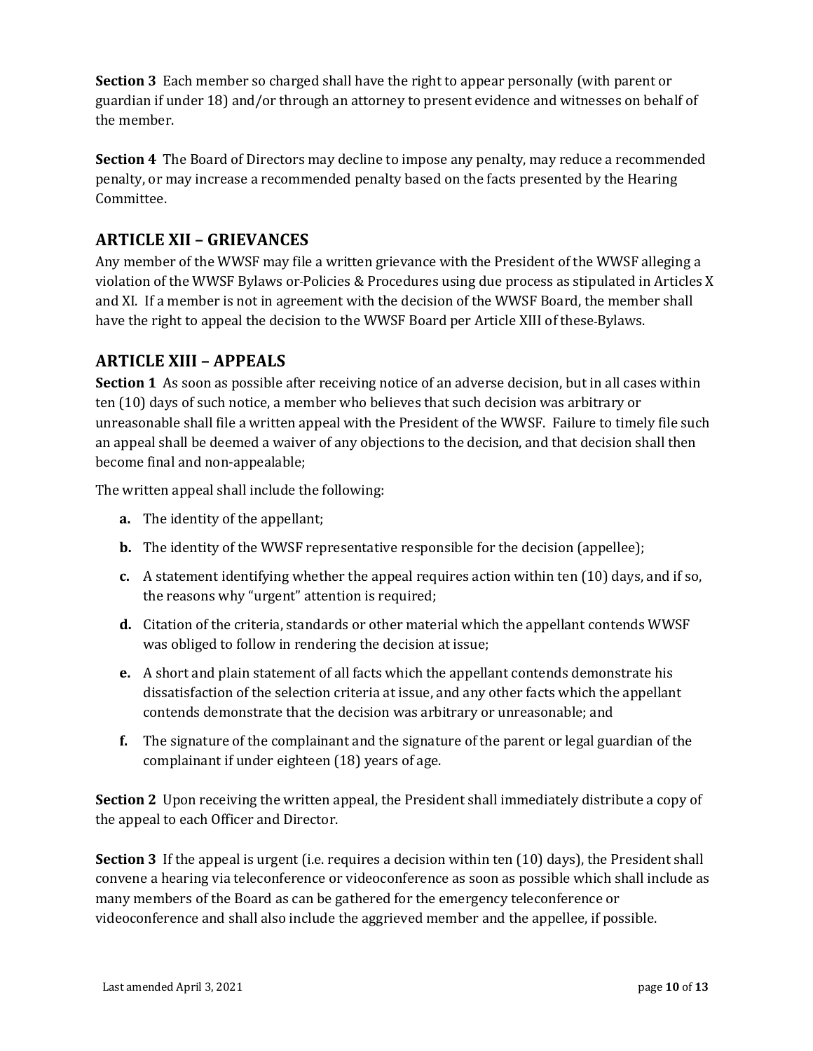**Section 3** Each member so charged shall have the right to appear personally (with parent or guardian if under 18) and/or through an attorney to present evidence and witnesses on behalf of the member.

**Section 4** The Board of Directors may decline to impose any penalty, may reduce a recommended penalty, or may increase a recommended penalty based on the facts presented by the Hearing Committee.

## ARTICLE XII – GRIEVANCES

Any member of the WWSF may file a written grievance with the President of the WWSF alleging a violation of the WWSF Bylaws or Policies & Procedures using due process as stipulated in Articles X and XI. If a member is not in agreement with the decision of the WWSF Board, the member shall have the right to appeal the decision to the WWSF Board per Article XIII of these Bylaws.

## ARTICLE XIII – APPEALS

**Section 1** As soon as possible after receiving notice of an adverse decision, but in all cases within ten (10) days of such notice, a member who believes that such decision was arbitrary or unreasonable shall file a written appeal with the President of the WWSF. Failure to timely file such an appeal shall be deemed a waiver of any objections to the decision, and that decision shall then become final and non-appealable;

The written appeal shall include the following:

- **a.** The identity of the appellant;
- **b.** The identity of the WWSF representative responsible for the decision (appellee);
- **c.** A statement identifying whether the appeal requires action within ten (10) days, and if so, the reasons why "urgent" attention is required;
- **d.** Citation of the criteria, standards or other material which the appellant contends WWSF was obliged to follow in rendering the decision at issue;
- **e.** A short and plain statement of all facts which the appellant contends demonstrate his dissatisfaction of the selection criteria at issue, and any other facts which the appellant contends demonstrate that the decision was arbitrary or unreasonable; and
- **f.** The signature of the complainant and the signature of the parent or legal guardian of the complainant if under eighteen (18) years of age.

**Section 2** Upon receiving the written appeal, the President shall immediately distribute a copy of the appeal to each Officer and Director.

**Section 3** If the appeal is urgent (i.e. requires a decision within ten (10) days), the President shall convene a hearing via teleconference or videoconference as soon as possible which shall include as many members of the Board as can be gathered for the emergency teleconference or videoconference and shall also include the aggrieved member and the appellee, if possible.

Last amended April 3, 2021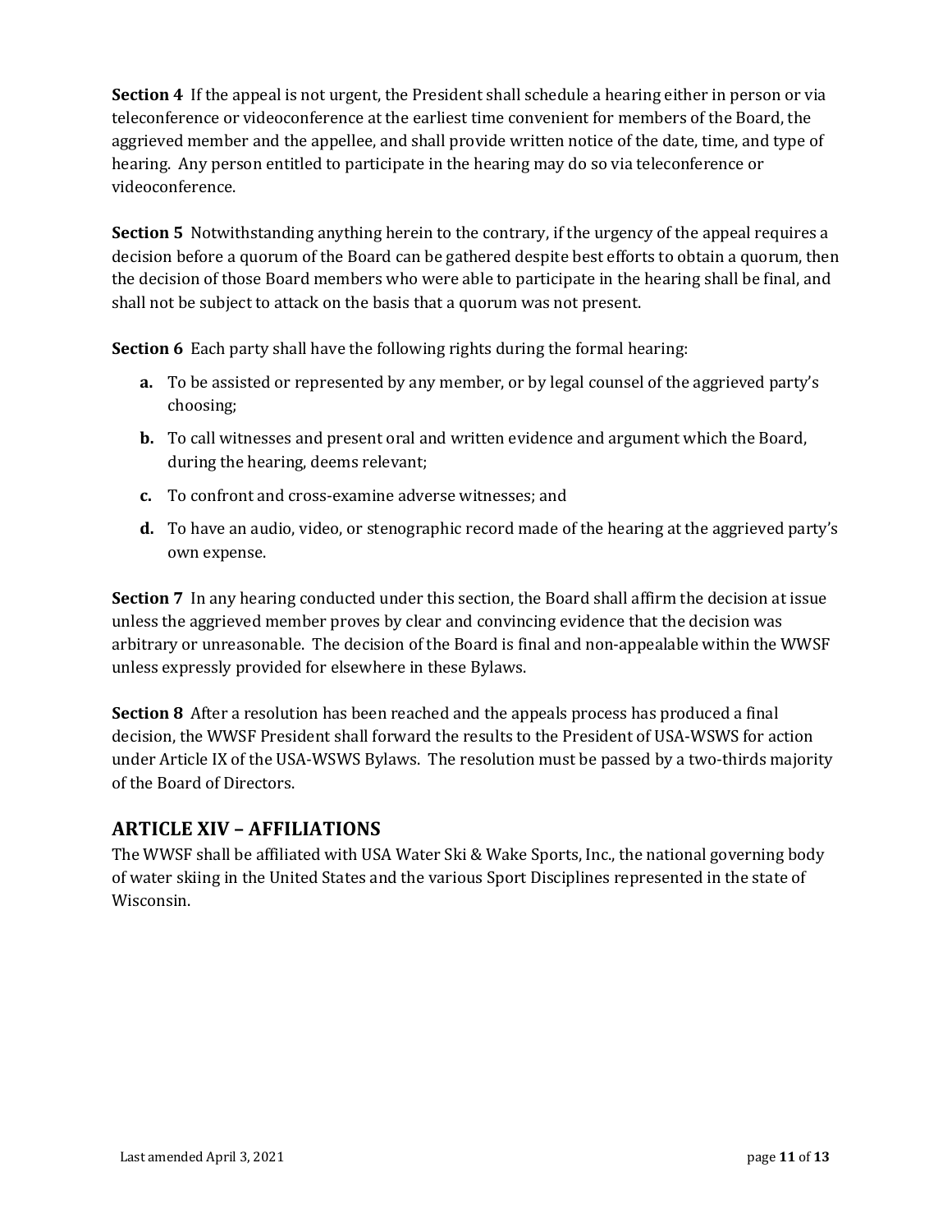**Section 4** If the appeal is not urgent, the President shall schedule a hearing either in person or via teleconference or videoconference at the earliest time convenient for members of the Board, the aggrieved member and the appellee, and shall provide written notice of the date, time, and type of hearing. Any person entitled to participate in the hearing may do so via teleconference or videoconference.

**Section 5** Notwithstanding anything herein to the contrary, if the urgency of the appeal requires a decision before a quorum of the Board can be gathered despite best efforts to obtain a quorum, then the decision of those Board members who were able to participate in the hearing shall be final, and shall not be subject to attack on the basis that a quorum was not present.

**Section 6** Each party shall have the following rights during the formal hearing:

- **a.** To be assisted or represented by any member, or by legal counsel of the aggrieved party's choosing;
- **b.** To call witnesses and present oral and written evidence and argument which the Board, during the hearing, deems relevant;
- **c.** To confront and cross-examine adverse witnesses; and
- **d.** To have an audio, video, or stenographic record made of the hearing at the aggrieved party's own expense.

**Section 7** In any hearing conducted under this section, the Board shall affirm the decision at issue unless the aggrieved member proves by clear and convincing evidence that the decision was arbitrary or unreasonable. The decision of the Board is final and non-appealable within the WWSF unless expressly provided for elsewhere in these Bylaws.

**Section 8** After a resolution has been reached and the appeals process has produced a final decision, the WWSF President shall forward the results to the President of USA-WSWS for action under Article IX of the USA-WSWS Bylaws. The resolution must be passed by a two-thirds majority of the Board of Directors.

## ARTICLE XIV – AFFILIATIONS

The WWSF shall be affiliated with USA Water Ski & Wake Sports, Inc., the national governing body of water skiing in the United States and the various Sport Disciplines represented in the state of Wisconsin.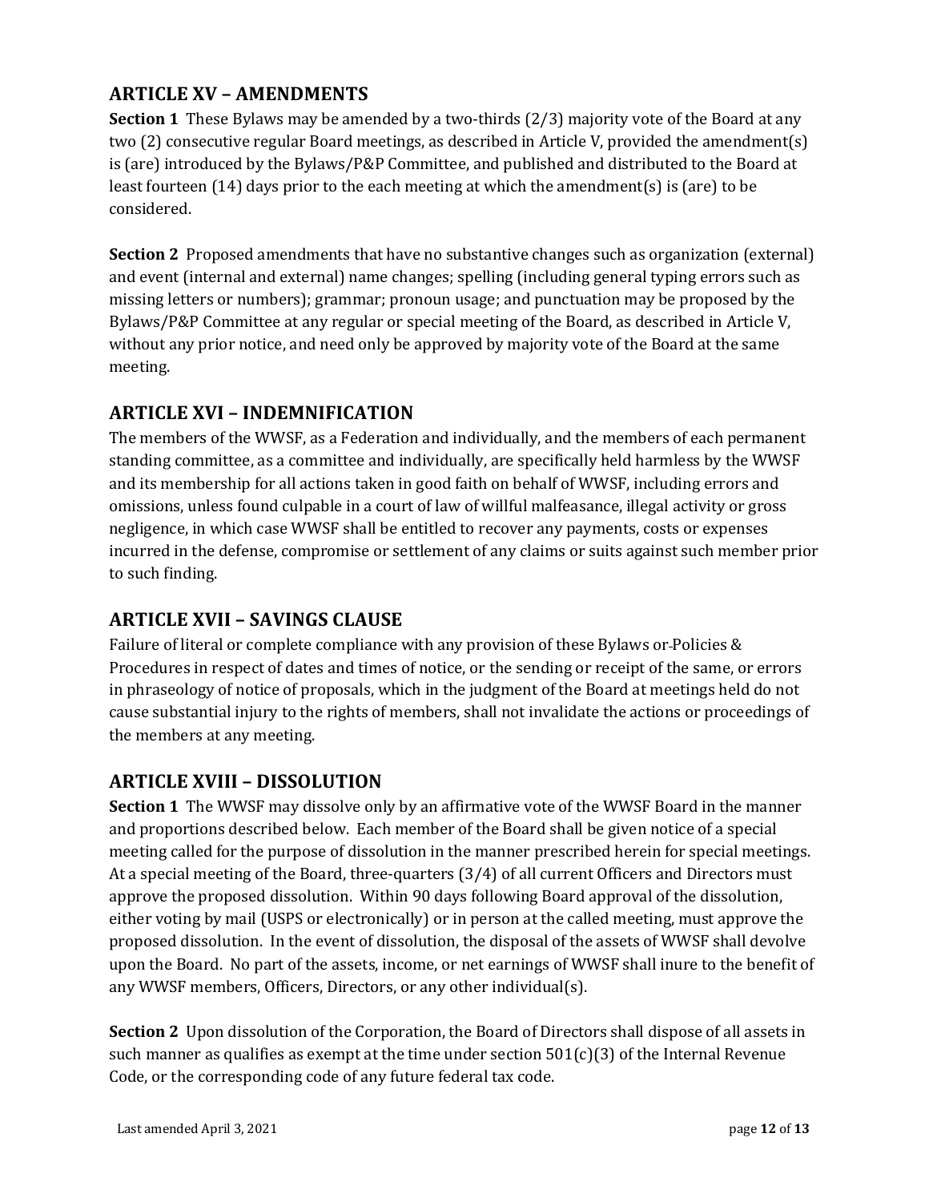## ARTICLE XV – AMENDMENTS

**Section 1** These Bylaws may be amended by a two-thirds (2/3) majority vote of the Board at any two (2) consecutive regular Board meetings, as described in Article V, provided the amendment(s) is (are) introduced by the Bylaws/P&P Committee, and published and distributed to the Board at least fourteen (14) days prior to the each meeting at which the amendment(s) is (are) to be considered.

**Section 2** Proposed amendments that have no substantive changes such as organization (external) and event (internal and external) name changes; spelling (including general typing errors such as missing letters or numbers); grammar; pronoun usage; and punctuation may be proposed by the Bylaws/P&P Committee at any regular or special meeting of the Board, as described in Article V, without any prior notice, and need only be approved by majority vote of the Board at the same meeting.

## ARTICLE XVI – INDEMNIFICATION

The members of the WWSF, as a Federation and individually, and the members of each permanent standing committee, as a committee and individually, are specifically held harmless by the WWSF and its membership for all actions taken in good faith on behalf of WWSF, including errors and omissions, unless found culpable in a court of law of willful malfeasance, illegal activity or gross negligence, in which case WWSF shall be entitled to recover any payments, costs or expenses incurred in the defense, compromise or settlement of any claims or suits against such member prior to such finding.

## ARTICLE XVII – SAVINGS CLAUSE

Failure of literal or complete compliance with any provision of these Bylaws or Policies & Procedures in respect of dates and times of notice, or the sending or receipt of the same, or errors in phraseology of notice of proposals, which in the judgment of the Board at meetings held do not cause substantial injury to the rights of members, shall not invalidate the actions or proceedings of the members at any meeting.

## ARTICLE XVIII – DISSOLUTION

**Section 1** The WWSF may dissolve only by an affirmative vote of the WWSF Board in the manner and proportions described below. Each member of the Board shall be given notice of a special meeting called for the purpose of dissolution in the manner prescribed herein for special meetings. At a special meeting of the Board, three-quarters (3/4) of all current Officers and Directors must approve the proposed dissolution. Within 90 days following Board approval of the dissolution, either voting by mail (USPS or electronically) or in person at the called meeting, must approve the proposed dissolution. In the event of dissolution, the disposal of the assets of WWSF shall devolve upon the Board. No part of the assets, income, or net earnings of WWSF shall inure to the benefit of any WWSF members, Officers, Directors, or any other individual(s).

**Section 2** Upon dissolution of the Corporation, the Board of Directors shall dispose of all assets in such manner as qualifies as exempt at the time under section 501(c)(3) of the Internal Revenue Code, or the corresponding code of any future federal tax code.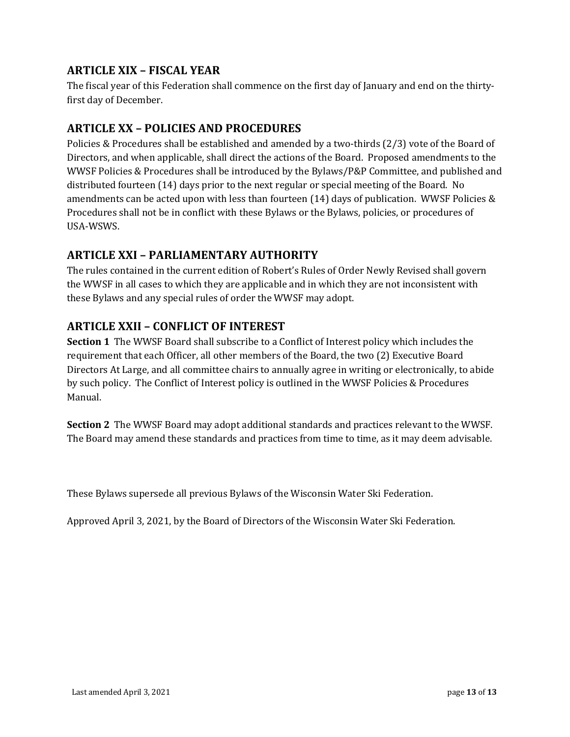## ARTICLE XIX – FISCAL YEAR

The fiscal year of this Federation shall commence on the first day of January and end on the thirty-first day of December.

## ARTICLE XX – POLICIES AND PROCEDURES

Policies & Procedures shall be established and amended by a two-thirds (2/3) vote of the Board of Directors, and when applicable, shall direct the actions of the Board. Proposed amendments to the WWSF Policies & Procedures shall be introduced by the Bylaws/P&P Committee, and published and distributed fourteen (14) days prior to the next regular or special meeting of the Board. No amendments can be acted upon with less than fourteen (14) days of publication. WWSF Policies & Procedures shall not be in conflict with these Bylaws or the Bylaws, policies, or procedures of USA-WSWS.

## ARTICLE XXI – PARLIAMENTARY AUTHORITY

The rules contained in the current edition of Robert's Rules of Order Newly Revised shall govern the WWSF in all cases to which they are applicable and in which they are not inconsistent with these Bylaws and any special rules of order the WWSF may adopt.

## ARTICLE XXII – CONFLICT OF INTEREST

**Section 1** The WWSF Board shall subscribe to a Conflict of Interest policy which includes the requirement that each Officer, all other members of the Board, the two (2) Executive Board Directors At Large, and all committee chairs to annually agree in writing or electronically, to abide by such policy. The Conflict of Interest policy is outlined in the WWSF Policies & Procedures Manual.

**Section 2** The WWSF Board may adopt additional standards and practices relevant to the WWSF. The Board may amend these standards and practices from time to time, as it may deem advisable.

These Bylaws supersede all previous Bylaws of the Wisconsin Water Ski Federation.

Approved April 3, 2021, by the Board of Directors of the Wisconsin Water Ski Federation.